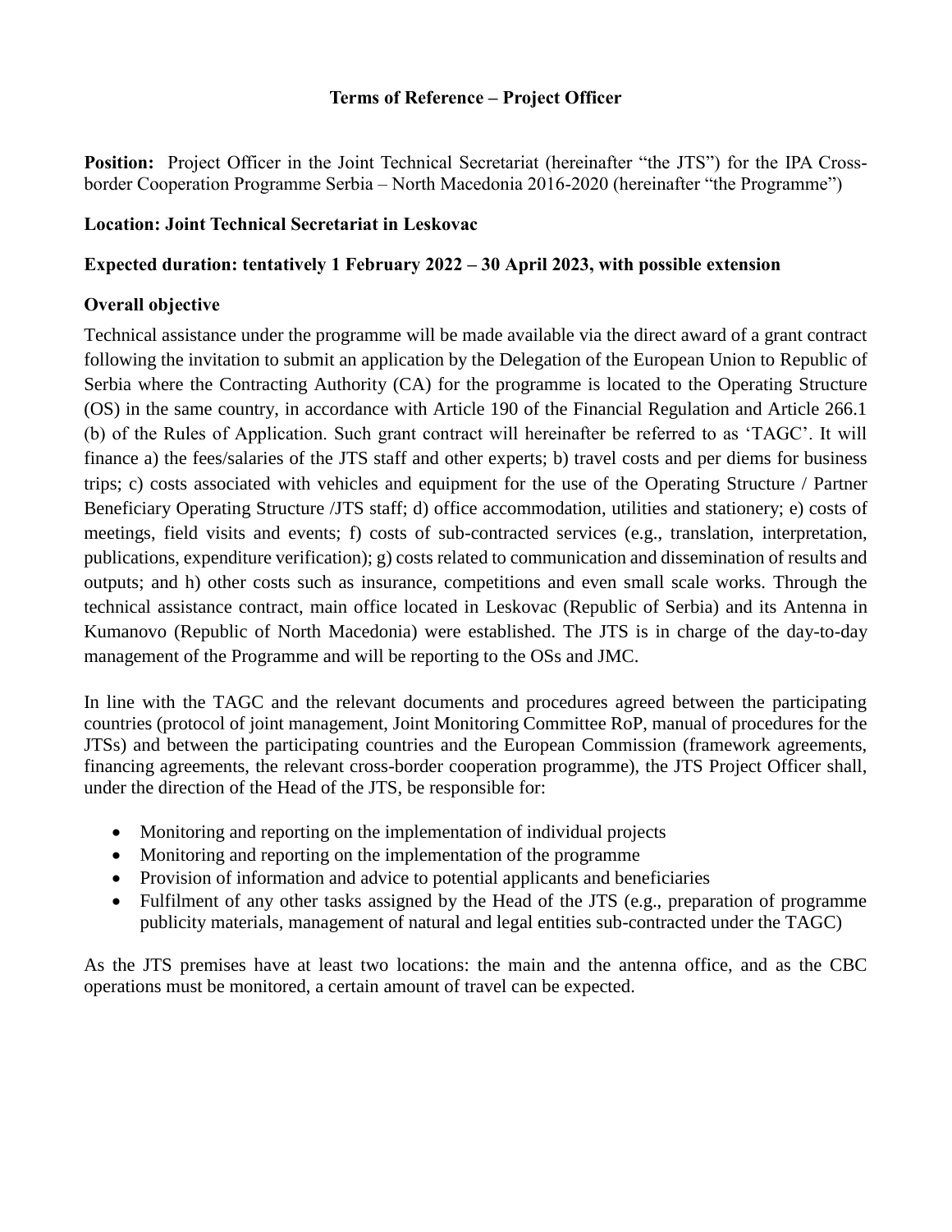# Terms of Reference – Project Officer

**Position:** Project Officer in the Joint Technical Secretariat (hereinafter "the JTS") for the IPA Cross-border Cooperation Programme Serbia – North Macedonia 2016-2020 (hereinafter "the Programme")

**Location: Joint Technical Secretariat in Leskovac**

**Expected duration: tentatively 1 February 2022 – 30 April 2023, with possible extension**

## Overall objective

Technical assistance under the programme will be made available via the direct award of a grant contract following the invitation to submit an application by the Delegation of the European Union to Republic of Serbia where the Contracting Authority (CA) for the programme is located to the Operating Structure (OS) in the same country, in accordance with Article 190 of the Financial Regulation and Article 266.1 (b) of the Rules of Application. Such grant contract will hereinafter be referred to as 'TAGC'. It will finance a) the fees/salaries of the JTS staff and other experts; b) travel costs and per diems for business trips; c) costs associated with vehicles and equipment for the use of the Operating Structure / Partner Beneficiary Operating Structure /JTS staff; d) office accommodation, utilities and stationery; e) costs of meetings, field visits and events; f) costs of sub-contracted services (e.g., translation, interpretation, publications, expenditure verification); g) costs related to communication and dissemination of results and outputs; and h) other costs such as insurance, competitions and even small scale works. Through the technical assistance contract, main office located in Leskovac (Republic of Serbia) and its Antenna in Kumanovo (Republic of North Macedonia) were established. The JTS is in charge of the day-to-day management of the Programme and will be reporting to the OSs and JMC.

In line with the TAGC and the relevant documents and procedures agreed between the participating countries (protocol of joint management, Joint Monitoring Committee RoP, manual of procedures for the JTSs) and between the participating countries and the European Commission (framework agreements, financing agreements, the relevant cross-border cooperation programme), the JTS Project Officer shall, under the direction of the Head of the JTS, be responsible for:

- Monitoring and reporting on the implementation of individual projects
- Monitoring and reporting on the implementation of the programme
- Provision of information and advice to potential applicants and beneficiaries
- Fulfilment of any other tasks assigned by the Head of the JTS (e.g., preparation of programme publicity materials, management of natural and legal entities sub-contracted under the TAGC)

As the JTS premises have at least two locations: the main and the antenna office, and as the CBC operations must be monitored, a certain amount of travel can be expected.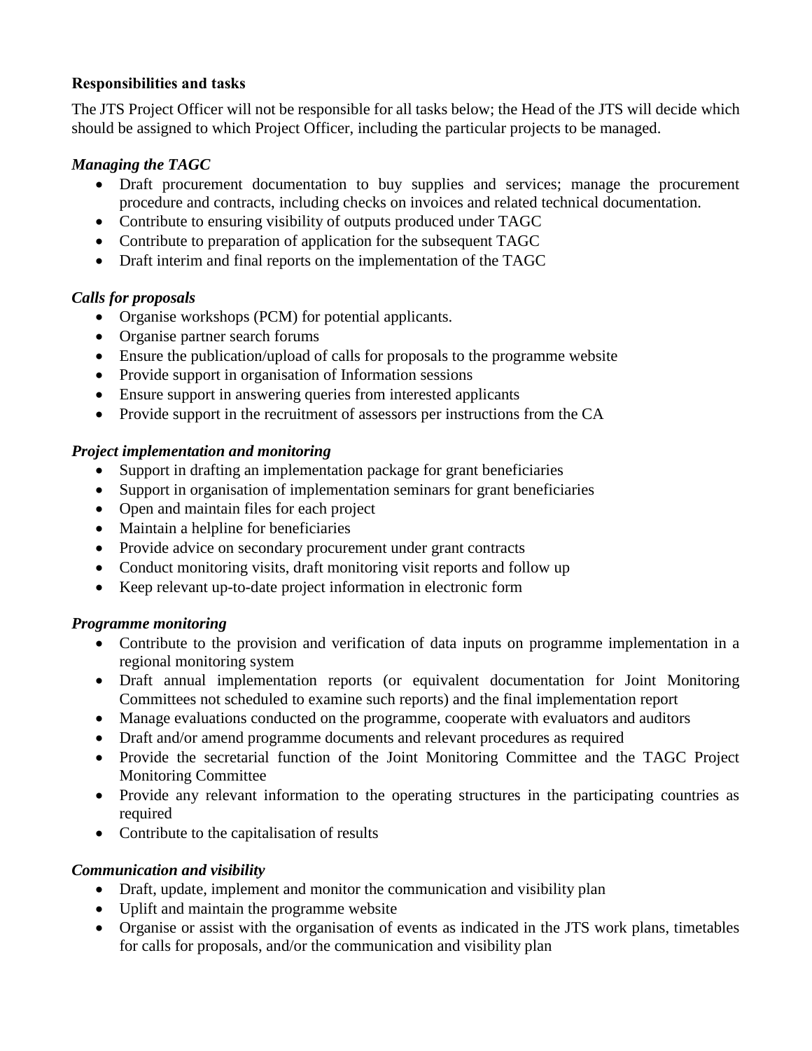**Responsibilities and tasks**

The JTS Project Officer will not be responsible for all tasks below; the Head of the JTS will decide which should be assigned to which Project Officer, including the particular projects to be managed.

***Managing the TAGC***

- Draft procurement documentation to buy supplies and services; manage the procurement procedure and contracts, including checks on invoices and related technical documentation.
- Contribute to ensuring visibility of outputs produced under TAGC
- Contribute to preparation of application for the subsequent TAGC
- Draft interim and final reports on the implementation of the TAGC

***Calls for proposals***

- Organise workshops (PCM) for potential applicants.
- Organise partner search forums
- Ensure the publication/upload of calls for proposals to the programme website
- Provide support in organisation of Information sessions
- Ensure support in answering queries from interested applicants
- Provide support in the recruitment of assessors per instructions from the CA

***Project implementation and monitoring***

- Support in drafting an implementation package for grant beneficiaries
- Support in organisation of implementation seminars for grant beneficiaries
- Open and maintain files for each project
- Maintain a helpline for beneficiaries
- Provide advice on secondary procurement under grant contracts
- Conduct monitoring visits, draft monitoring visit reports and follow up
- Keep relevant up-to-date project information in electronic form

***Programme monitoring***

- Contribute to the provision and verification of data inputs on programme implementation in a regional monitoring system
- Draft annual implementation reports (or equivalent documentation for Joint Monitoring Committees not scheduled to examine such reports) and the final implementation report
- Manage evaluations conducted on the programme, cooperate with evaluators and auditors
- Draft and/or amend programme documents and relevant procedures as required
- Provide the secretarial function of the Joint Monitoring Committee and the TAGC Project Monitoring Committee
- Provide any relevant information to the operating structures in the participating countries as required
- Contribute to the capitalisation of results

***Communication and visibility***

- Draft, update, implement and monitor the communication and visibility plan
- Uplift and maintain the programme website
- Organise or assist with the organisation of events as indicated in the JTS work plans, timetables for calls for proposals, and/or the communication and visibility plan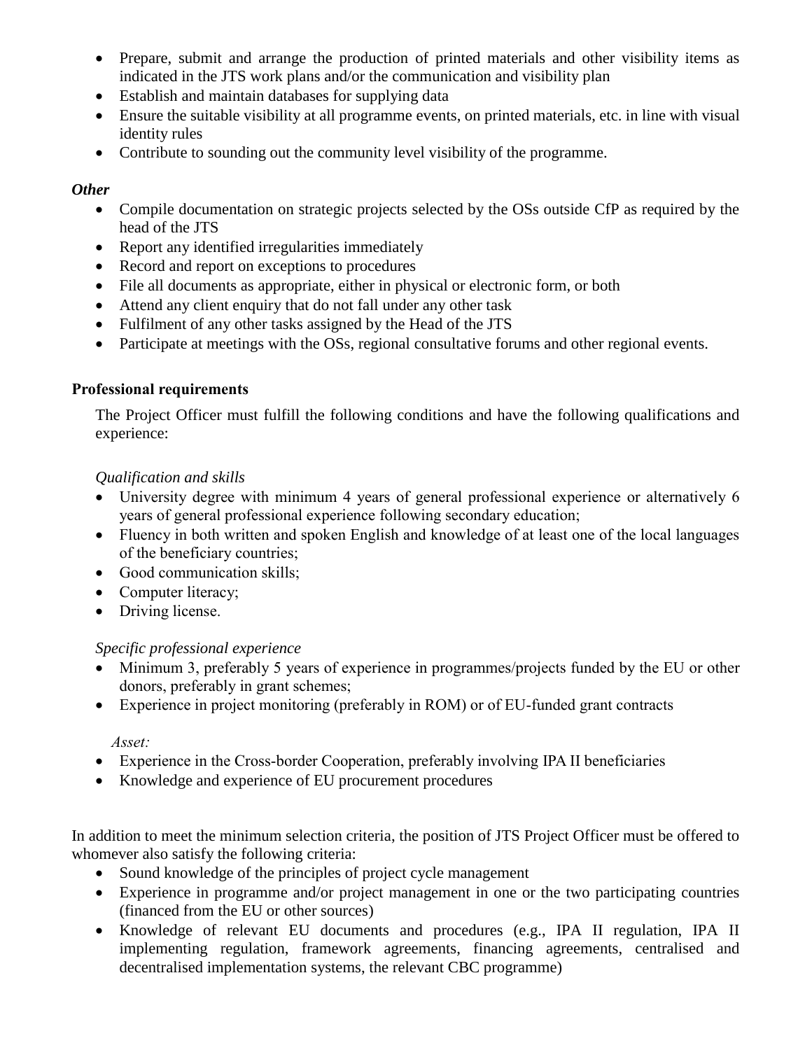- Prepare, submit and arrange the production of printed materials and other visibility items as indicated in the JTS work plans and/or the communication and visibility plan
- Establish and maintain databases for supplying data
- Ensure the suitable visibility at all programme events, on printed materials, etc. in line with visual identity rules
- Contribute to sounding out the community level visibility of the programme.

***Other***

- Compile documentation on strategic projects selected by the OSs outside CfP as required by the head of the JTS
- Report any identified irregularities immediately
- Record and report on exceptions to procedures
- File all documents as appropriate, either in physical or electronic form, or both
- Attend any client enquiry that do not fall under any other task
- Fulfilment of any other tasks assigned by the Head of the JTS
- Participate at meetings with the OSs, regional consultative forums and other regional events.

**Professional requirements**

The Project Officer must fulfill the following conditions and have the following qualifications and experience:

*Qualification and skills*

- University degree with minimum 4 years of general professional experience or alternatively 6 years of general professional experience following secondary education;
- Fluency in both written and spoken English and knowledge of at least one of the local languages of the beneficiary countries;
- Good communication skills;
- Computer literacy;
- Driving license.

*Specific professional experience*

- Minimum 3, preferably 5 years of experience in programmes/projects funded by the EU or other donors, preferably in grant schemes;
- Experience in project monitoring (preferably in ROM) or of EU-funded grant contracts

*Asset:*

- Experience in the Cross-border Cooperation, preferably involving IPA II beneficiaries
- Knowledge and experience of EU procurement procedures

In addition to meet the minimum selection criteria, the position of JTS Project Officer must be offered to whomever also satisfy the following criteria:

- Sound knowledge of the principles of project cycle management
- Experience in programme and/or project management in one or the two participating countries (financed from the EU or other sources)
- Knowledge of relevant EU documents and procedures (e.g., IPA II regulation, IPA II implementing regulation, framework agreements, financing agreements, centralised and decentralised implementation systems, the relevant CBC programme)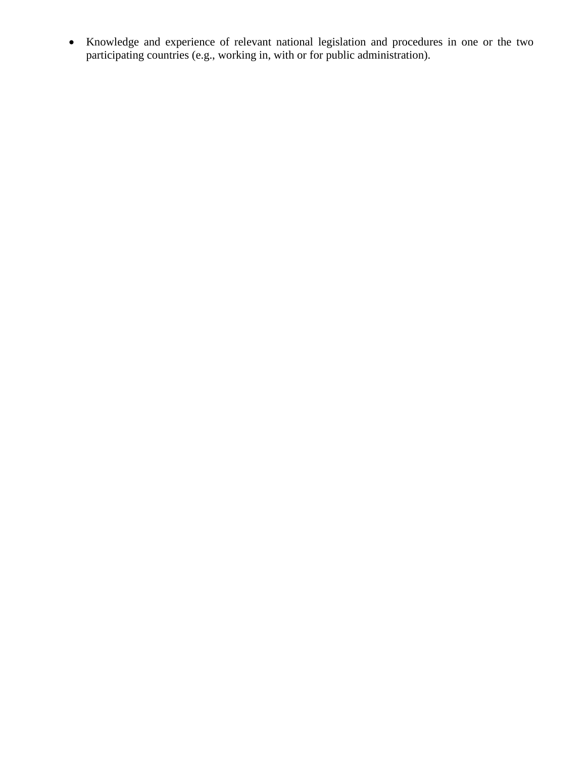- Knowledge and experience of relevant national legislation and procedures in one or the two participating countries (e.g., working in, with or for public administration).